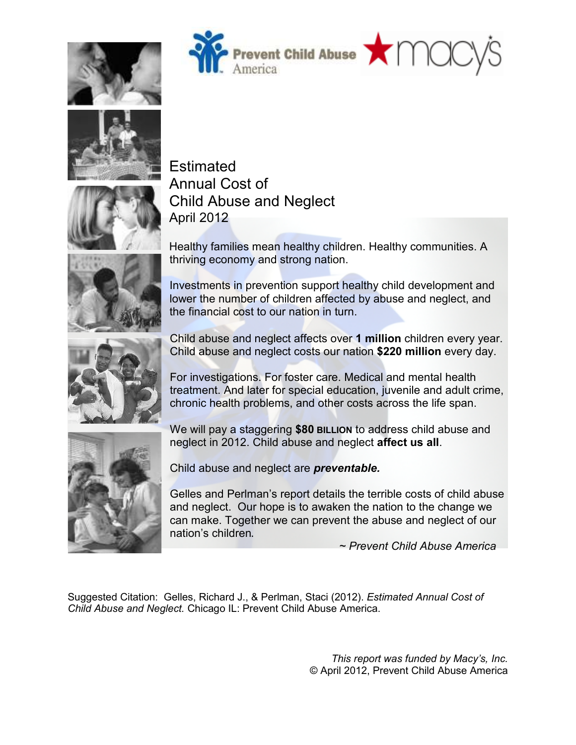Prevent Child Abuse America

macys

# Estimated Annual Cost of Child Abuse and Neglect

April 2012

Healthy families mean healthy children. Healthy communities. A thriving economy and strong nation.

Investments in prevention support healthy child development and lower the number of children affected by abuse and neglect, and the financial cost to our nation in turn.

Child abuse and neglect affects over **1 million** children every year. Child abuse and neglect costs our nation **$220 million** every day.

For investigations. For foster care. Medical and mental health treatment. And later for special education, juvenile and adult crime, chronic health problems, and other costs across the life span.

We will pay a staggering **$80 BILLION** to address child abuse and neglect in 2012. Child abuse and neglect **affect us all**.

Child abuse and neglect are ***preventable.***

Gelles and Perlman's report details the terrible costs of child abuse and neglect. Our hope is to awaken the nation to the change we can make. Together we can prevent the abuse and neglect of our nation's children.

*~ Prevent Child Abuse America*

Suggested Citation: Gelles, Richard J., & Perlman, Staci (2012). *Estimated Annual Cost of Child Abuse and Neglect.* Chicago IL: Prevent Child Abuse America.

*This report was funded by Macy's, Inc.*
© April 2012, Prevent Child Abuse America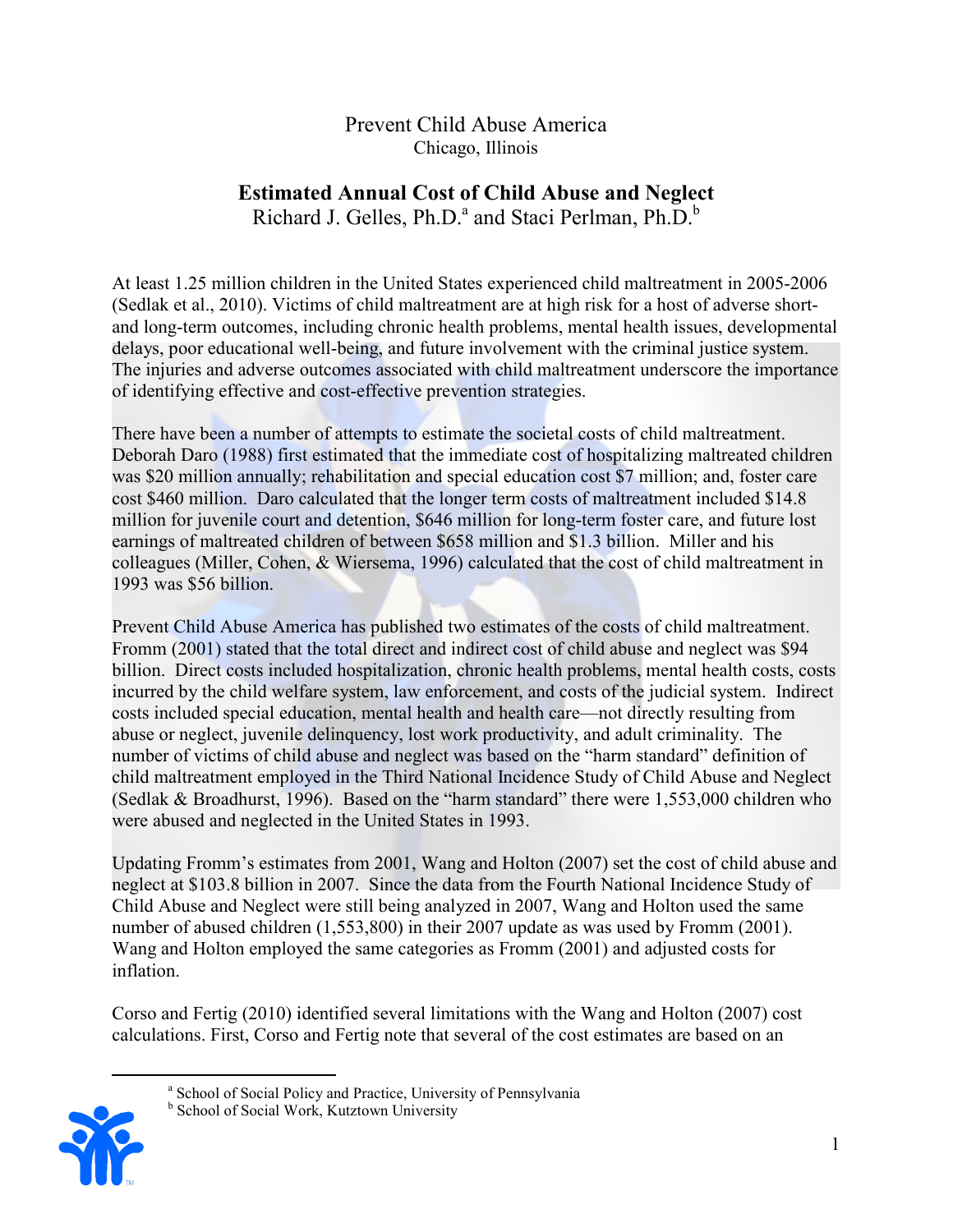Prevent Child Abuse America
Chicago, Illinois

# Estimated Annual Cost of Child Abuse and Neglect

Richard J. Gelles, Ph.D.[a] and Staci Perlman, Ph.D.[b]

At least 1.25 million children in the United States experienced child maltreatment in 2005-2006 (Sedlak et al., 2010). Victims of child maltreatment are at high risk for a host of adverse short- and long-term outcomes, including chronic health problems, mental health issues, developmental delays, poor educational well-being, and future involvement with the criminal justice system. The injuries and adverse outcomes associated with child maltreatment underscore the importance of identifying effective and cost-effective prevention strategies.

There have been a number of attempts to estimate the societal costs of child maltreatment. Deborah Daro (1988) first estimated that the immediate cost of hospitalizing maltreated children was $20 million annually; rehabilitation and special education cost $7 million; and, foster care cost $460 million. Daro calculated that the longer term costs of maltreatment included $14.8 million for juvenile court and detention, $646 million for long-term foster care, and future lost earnings of maltreated children of between $658 million and $1.3 billion. Miller and his colleagues (Miller, Cohen, & Wiersema, 1996) calculated that the cost of child maltreatment in 1993 was $56 billion.

Prevent Child Abuse America has published two estimates of the costs of child maltreatment. Fromm (2001) stated that the total direct and indirect cost of child abuse and neglect was $94 billion. Direct costs included hospitalization, chronic health problems, mental health costs, costs incurred by the child welfare system, law enforcement, and costs of the judicial system. Indirect costs included special education, mental health and health care—not directly resulting from abuse or neglect, juvenile delinquency, lost work productivity, and adult criminality. The number of victims of child abuse and neglect was based on the "harm standard" definition of child maltreatment employed in the Third National Incidence Study of Child Abuse and Neglect (Sedlak & Broadhurst, 1996). Based on the "harm standard" there were 1,553,000 children who were abused and neglected in the United States in 1993.

Updating Fromm's estimates from 2001, Wang and Holton (2007) set the cost of child abuse and neglect at $103.8 billion in 2007. Since the data from the Fourth National Incidence Study of Child Abuse and Neglect were still being analyzed in 2007, Wang and Holton used the same number of abused children (1,553,800) in their 2007 update as was used by Fromm (2001). Wang and Holton employed the same categories as Fromm (2001) and adjusted costs for inflation.

Corso and Fertig (2010) identified several limitations with the Wang and Holton (2007) cost calculations. First, Corso and Fertig note that several of the cost estimates are based on an

[a] School of Social Policy and Practice, University of Pennsylvania
[b] School of Social Work, Kutztown University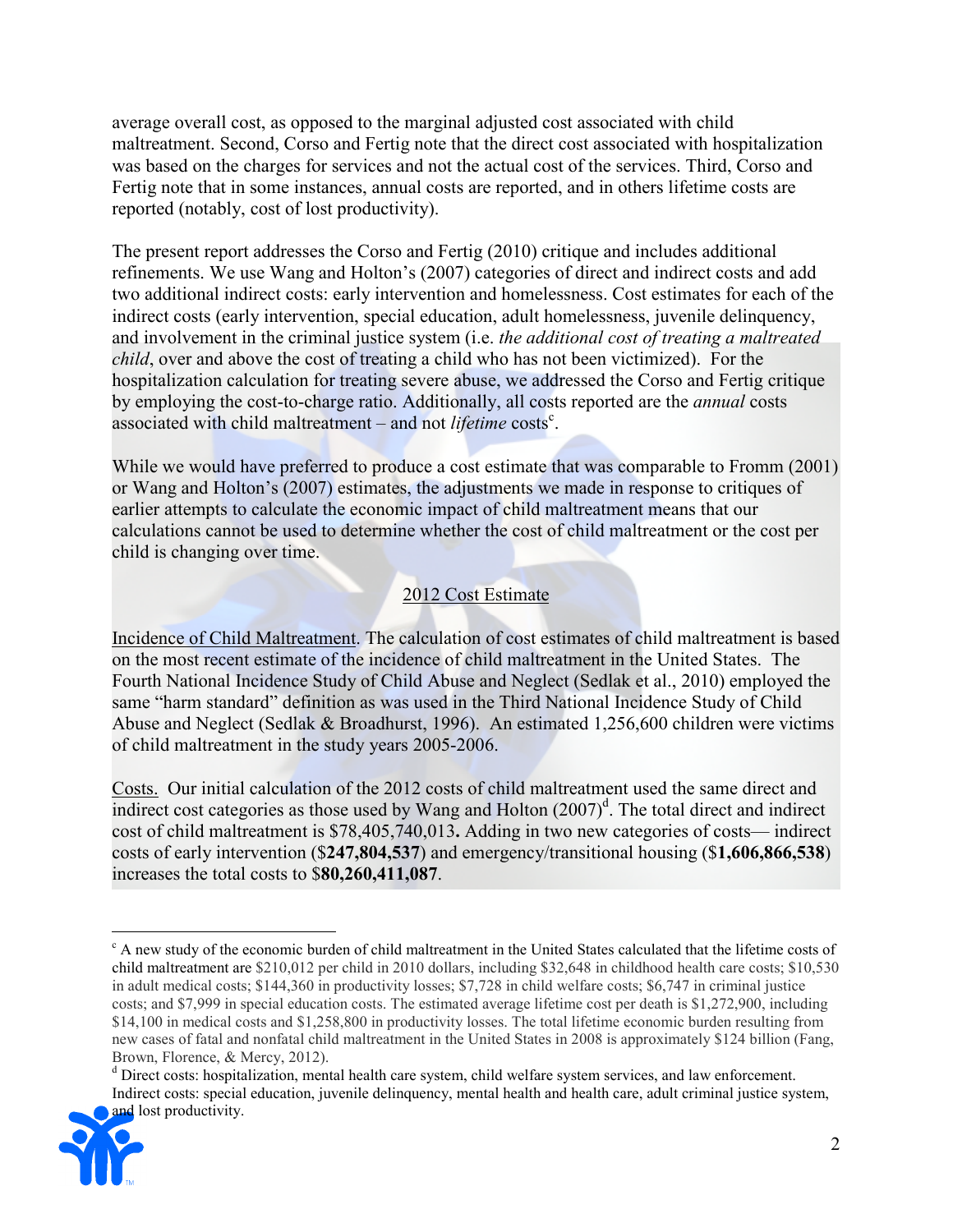average overall cost, as opposed to the marginal adjusted cost associated with child maltreatment. Second, Corso and Fertig note that the direct cost associated with hospitalization was based on the charges for services and not the actual cost of the services. Third, Corso and Fertig note that in some instances, annual costs are reported, and in others lifetime costs are reported (notably, cost of lost productivity).

The present report addresses the Corso and Fertig (2010) critique and includes additional refinements. We use Wang and Holton's (2007) categories of direct and indirect costs and add two additional indirect costs: early intervention and homelessness. Cost estimates for each of the indirect costs (early intervention, special education, adult homelessness, juvenile delinquency, and involvement in the criminal justice system (i.e. *the additional cost of treating a maltreated child*, over and above the cost of treating a child who has not been victimized). For the hospitalization calculation for treating severe abuse, we addressed the Corso and Fertig critique by employing the cost-to-charge ratio. Additionally, all costs reported are the *annual* costs associated with child maltreatment – and not *lifetime* costs[c].

While we would have preferred to produce a cost estimate that was comparable to Fromm (2001) or Wang and Holton's (2007) estimates, the adjustments we made in response to critiques of earlier attempts to calculate the economic impact of child maltreatment means that our calculations cannot be used to determine whether the cost of child maltreatment or the cost per child is changing over time.

## 2012 Cost Estimate

Incidence of Child Maltreatment. The calculation of cost estimates of child maltreatment is based on the most recent estimate of the incidence of child maltreatment in the United States. The Fourth National Incidence Study of Child Abuse and Neglect (Sedlak et al., 2010) employed the same "harm standard" definition as was used in the Third National Incidence Study of Child Abuse and Neglect (Sedlak & Broadhurst, 1996). An estimated 1,256,600 children were victims of child maltreatment in the study years 2005-2006.

Costs. Our initial calculation of the 2012 costs of child maltreatment used the same direct and indirect cost categories as those used by Wang and Holton (2007)[d]. The total direct and indirect cost of child maltreatment is $78,405,740,013**.** Adding in two new categories of costs— indirect costs of early intervention ($**247,804,537**) and emergency/transitional housing ($**1,606,866,538**) increases the total costs to $**80,260,411,087**.

---

[c] A new study of the economic burden of child maltreatment in the United States calculated that the lifetime costs of child maltreatment are $210,012 per child in 2010 dollars, including $32,648 in childhood health care costs; $10,530 in adult medical costs; $144,360 in productivity losses; $7,728 in child welfare costs; $6,747 in criminal justice costs; and $7,999 in special education costs. The estimated average lifetime cost per death is $1,272,900, including $14,100 in medical costs and $1,258,800 in productivity losses. The total lifetime economic burden resulting from new cases of fatal and nonfatal child maltreatment in the United States in 2008 is approximately $124 billion (Fang, Brown, Florence, & Mercy, 2012).

[d] Direct costs: hospitalization, mental health care system, child welfare system services, and law enforcement. Indirect costs: special education, juvenile delinquency, mental health and health care, adult criminal justice system, and lost productivity.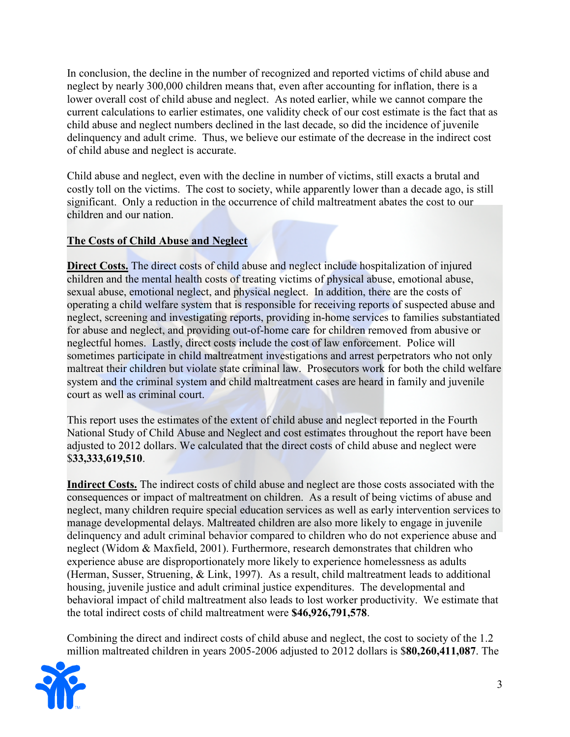In conclusion, the decline in the number of recognized and reported victims of child abuse and neglect by nearly 300,000 children means that, even after accounting for inflation, there is a lower overall cost of child abuse and neglect. As noted earlier, while we cannot compare the current calculations to earlier estimates, one validity check of our cost estimate is the fact that as child abuse and neglect numbers declined in the last decade, so did the incidence of juvenile delinquency and adult crime. Thus, we believe our estimate of the decrease in the indirect cost of child abuse and neglect is accurate.

Child abuse and neglect, even with the decline in number of victims, still exacts a brutal and costly toll on the victims. The cost to society, while apparently lower than a decade ago, is still significant. Only a reduction in the occurrence of child maltreatment abates the cost to our children and our nation.

## The Costs of Child Abuse and Neglect

**Direct Costs.** The direct costs of child abuse and neglect include hospitalization of injured children and the mental health costs of treating victims of physical abuse, emotional abuse, sexual abuse, emotional neglect, and physical neglect. In addition, there are the costs of operating a child welfare system that is responsible for receiving reports of suspected abuse and neglect, screening and investigating reports, providing in-home services to families substantiated for abuse and neglect, and providing out-of-home care for children removed from abusive or neglectful homes. Lastly, direct costs include the cost of law enforcement. Police will sometimes participate in child maltreatment investigations and arrest perpetrators who not only maltreat their children but violate state criminal law. Prosecutors work for both the child welfare system and the criminal system and child maltreatment cases are heard in family and juvenile court as well as criminal court.

This report uses the estimates of the extent of child abuse and neglect reported in the Fourth National Study of Child Abuse and Neglect and cost estimates throughout the report have been adjusted to 2012 dollars. We calculated that the direct costs of child abuse and neglect were $**33,333,619,510**.

**Indirect Costs.** The indirect costs of child abuse and neglect are those costs associated with the consequences or impact of maltreatment on children. As a result of being victims of abuse and neglect, many children require special education services as well as early intervention services to manage developmental delays. Maltreated children are also more likely to engage in juvenile delinquency and adult criminal behavior compared to children who do not experience abuse and neglect (Widom & Maxfield, 2001). Furthermore, research demonstrates that children who experience abuse are disproportionately more likely to experience homelessness as adults (Herman, Susser, Struening, & Link, 1997). As a result, child maltreatment leads to additional housing, juvenile justice and adult criminal justice expenditures. The developmental and behavioral impact of child maltreatment also leads to lost worker productivity. We estimate that the total indirect costs of child maltreatment were **$46,926,791,578**.

Combining the direct and indirect costs of child abuse and neglect, the cost to society of the 1.2 million maltreated children in years 2005-2006 adjusted to 2012 dollars is $**80,260,411,087**. The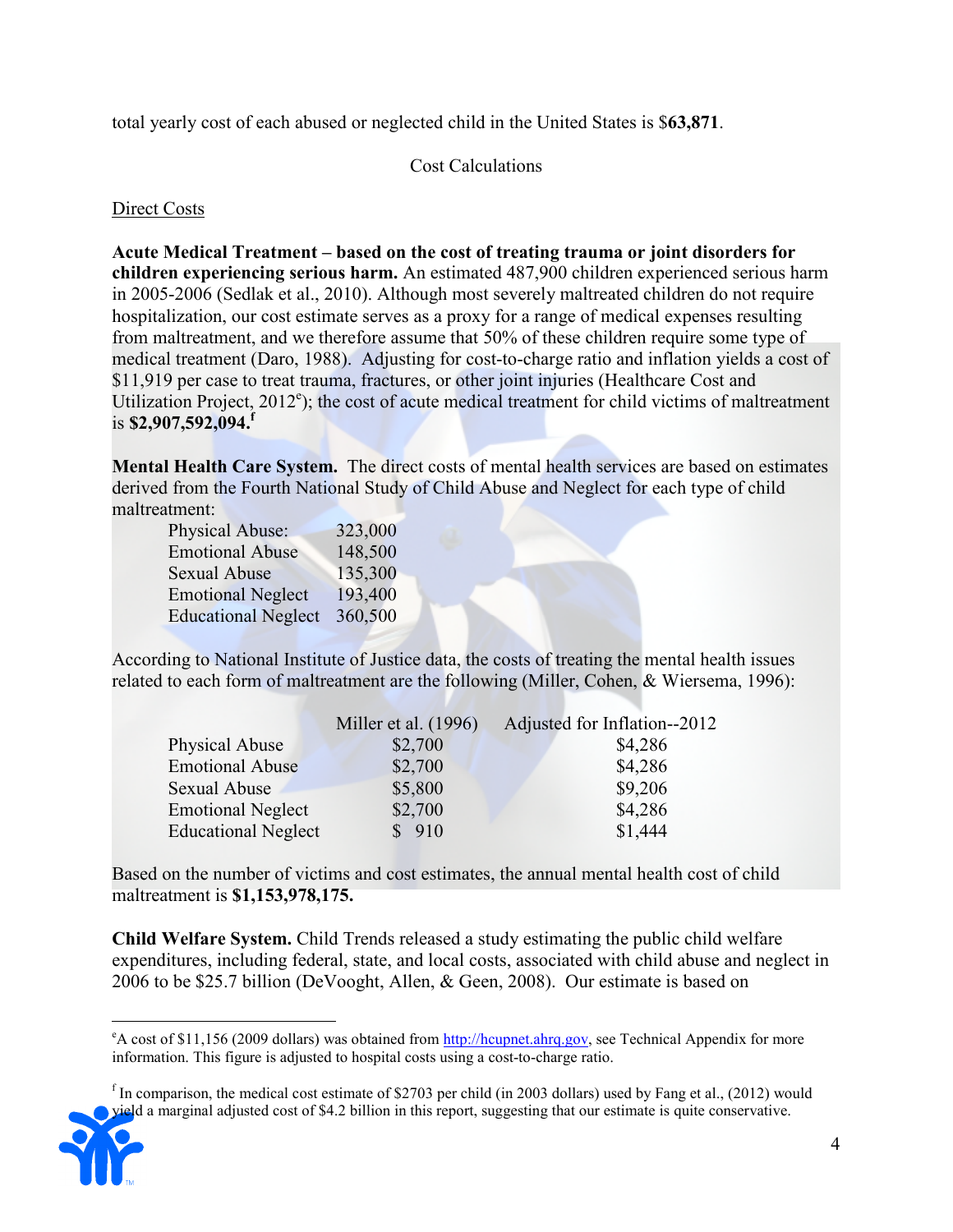total yearly cost of each abused or neglected child in the United States is $**63,871**.

## Cost Calculations

### Direct Costs

**Acute Medical Treatment – based on the cost of treating trauma or joint disorders for children experiencing serious harm.** An estimated 487,900 children experienced serious harm in 2005-2006 (Sedlak et al., 2010). Although most severely maltreated children do not require hospitalization, our cost estimate serves as a proxy for a range of medical expenses resulting from maltreatment, and we therefore assume that 50% of these children require some type of medical treatment (Daro, 1988). Adjusting for cost-to-charge ratio and inflation yields a cost of $11,919 per case to treat trauma, fractures, or other joint injuries (Healthcare Cost and Utilization Project, 2012[e]); the cost of acute medical treatment for child victims of maltreatment is **$2,907,592,094.**[f]

**Mental Health Care System.** The direct costs of mental health services are based on estimates derived from the Fourth National Study of Child Abuse and Neglect for each type of child maltreatment:

| | |
|---|---|
| Physical Abuse: | 323,000 |
| Emotional Abuse | 148,500 |
| Sexual Abuse | 135,300 |
| Emotional Neglect | 193,400 |
| Educational Neglect | 360,500 |

According to National Institute of Justice data, the costs of treating the mental health issues related to each form of maltreatment are the following (Miller, Cohen, & Wiersema, 1996):

| | Miller et al. (1996) | Adjusted for Inflation--2012 |
|---|---|---|
| Physical Abuse | $2,700 | $4,286 |
| Emotional Abuse | $2,700 | $4,286 |
| Sexual Abuse | $5,800 | $9,206 |
| Emotional Neglect | $2,700 | $4,286 |
| Educational Neglect | $ 910 | $1,444 |

Based on the number of victims and cost estimates, the annual mental health cost of child maltreatment is **$1,153,978,175.**

**Child Welfare System.** Child Trends released a study estimating the public child welfare expenditures, including federal, state, and local costs, associated with child abuse and neglect in 2006 to be $25.7 billion (DeVooght, Allen, & Geen, 2008). Our estimate is based on

---

[e] A cost of $11,156 (2009 dollars) was obtained from http://hcupnet.ahrq.gov, see Technical Appendix for more information. This figure is adjusted to hospital costs using a cost-to-charge ratio.

[f] In comparison, the medical cost estimate of $2703 per child (in 2003 dollars) used by Fang et al., (2012) would yield a marginal adjusted cost of $4.2 billion in this report, suggesting that our estimate is quite conservative.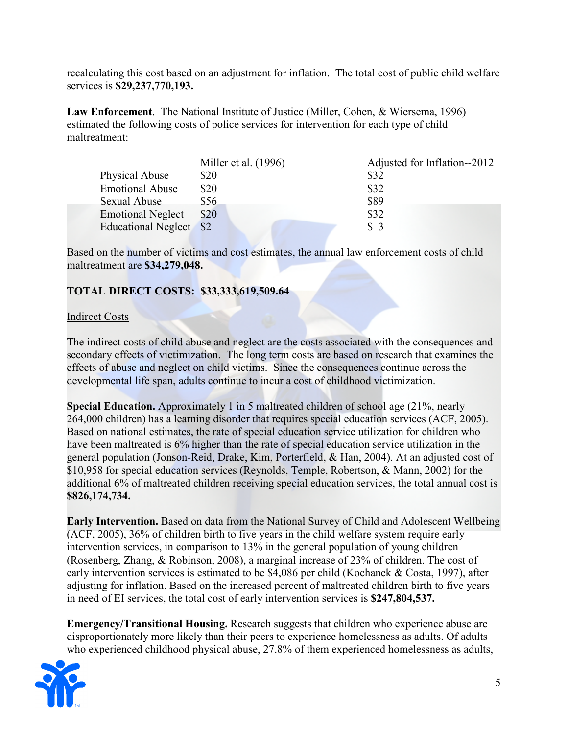recalculating this cost based on an adjustment for inflation. The total cost of public child welfare services is **$29,237,770,193.**

**Law Enforcement**. The National Institute of Justice (Miller, Cohen, & Wiersema, 1996) estimated the following costs of police services for intervention for each type of child maltreatment:

| | Miller et al. (1996) | Adjusted for Inflation--2012 |
|---|---|---|
| Physical Abuse | $20 | $32 |
| Emotional Abuse | $20 | $32 |
| Sexual Abuse | $56 | $89 |
| Emotional Neglect | $20 | $32 |
| Educational Neglect | $2 | $ 3 |

Based on the number of victims and cost estimates, the annual law enforcement costs of child maltreatment are **$34,279,048.**

**TOTAL DIRECT COSTS: $33,333,619,509.64**

Indirect Costs

The indirect costs of child abuse and neglect are the costs associated with the consequences and secondary effects of victimization. The long term costs are based on research that examines the effects of abuse and neglect on child victims. Since the consequences continue across the developmental life span, adults continue to incur a cost of childhood victimization.

**Special Education.** Approximately 1 in 5 maltreated children of school age (21%, nearly 264,000 children) has a learning disorder that requires special education services (ACF, 2005). Based on national estimates, the rate of special education service utilization for children who have been maltreated is 6% higher than the rate of special education service utilization in the general population (Jonson-Reid, Drake, Kim, Porterfield, & Han, 2004). At an adjusted cost of $10,958 for special education services (Reynolds, Temple, Robertson, & Mann, 2002) for the additional 6% of maltreated children receiving special education services, the total annual cost is **$826,174,734.**

**Early Intervention.** Based on data from the National Survey of Child and Adolescent Wellbeing (ACF, 2005), 36% of children birth to five years in the child welfare system require early intervention services, in comparison to 13% in the general population of young children (Rosenberg, Zhang, & Robinson, 2008), a marginal increase of 23% of children. The cost of early intervention services is estimated to be $4,086 per child (Kochanek & Costa, 1997), after adjusting for inflation. Based on the increased percent of maltreated children birth to five years in need of EI services, the total cost of early intervention services is **$247,804,537.**

**Emergency/Transitional Housing.** Research suggests that children who experience abuse are disproportionately more likely than their peers to experience homelessness as adults. Of adults who experienced childhood physical abuse, 27.8% of them experienced homelessness as adults,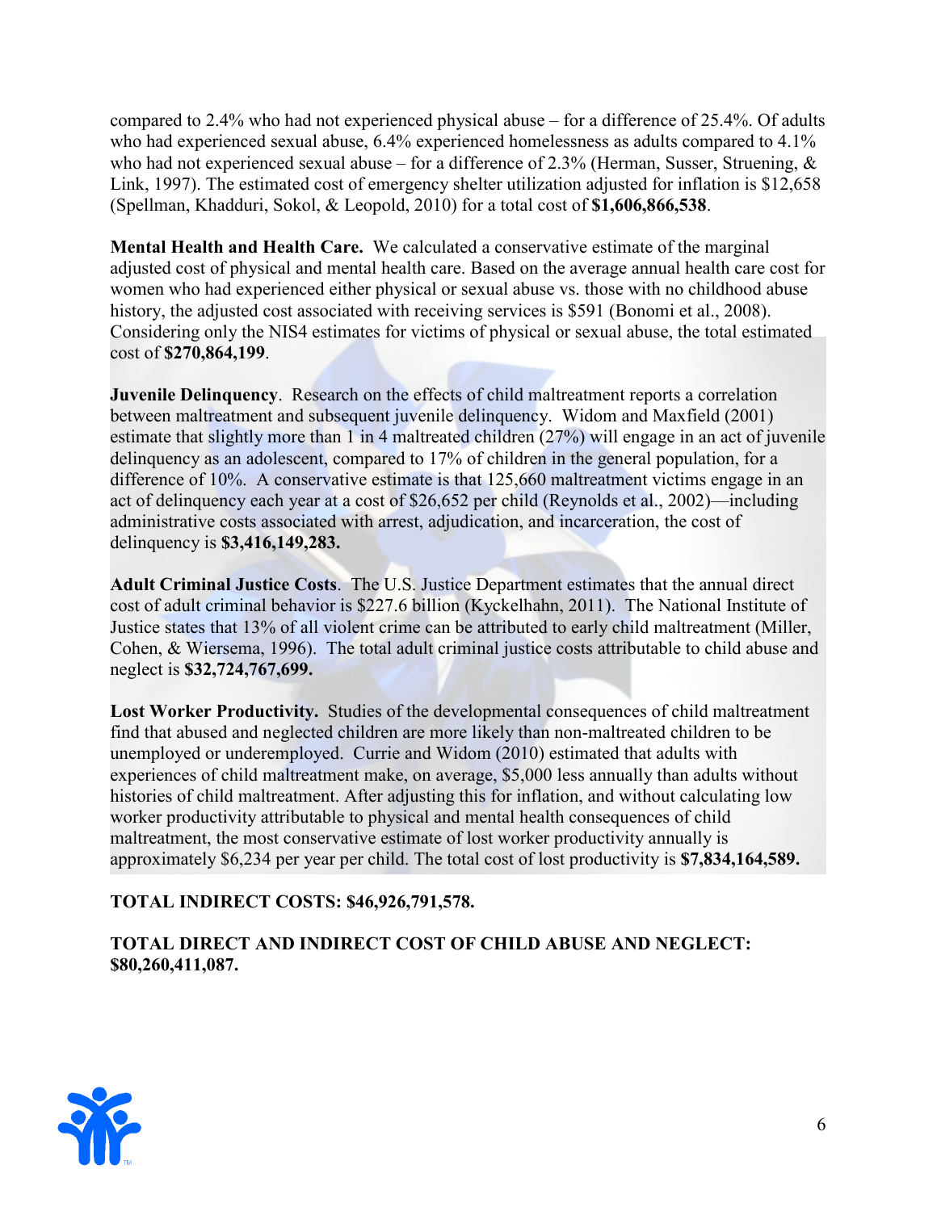compared to 2.4% who had not experienced physical abuse – for a difference of 25.4%. Of adults who had experienced sexual abuse, 6.4% experienced homelessness as adults compared to 4.1% who had not experienced sexual abuse – for a difference of 2.3% (Herman, Susser, Struening, & Link, 1997). The estimated cost of emergency shelter utilization adjusted for inflation is $12,658 (Spellman, Khadduri, Sokol, & Leopold, 2010) for a total cost of **$1,606,866,538**.

**Mental Health and Health Care.** We calculated a conservative estimate of the marginal adjusted cost of physical and mental health care. Based on the average annual health care cost for women who had experienced either physical or sexual abuse vs. those with no childhood abuse history, the adjusted cost associated with receiving services is $591 (Bonomi et al., 2008). Considering only the NIS4 estimates for victims of physical or sexual abuse, the total estimated cost of **$270,864,199**.

**Juvenile Delinquency**. Research on the effects of child maltreatment reports a correlation between maltreatment and subsequent juvenile delinquency. Widom and Maxfield (2001) estimate that slightly more than 1 in 4 maltreated children (27%) will engage in an act of juvenile delinquency as an adolescent, compared to 17% of children in the general population, for a difference of 10%. A conservative estimate is that 125,660 maltreatment victims engage in an act of delinquency each year at a cost of $26,652 per child (Reynolds et al., 2002)—including administrative costs associated with arrest, adjudication, and incarceration, the cost of delinquency is **$3,416,149,283.**

**Adult Criminal Justice Costs**. The U.S. Justice Department estimates that the annual direct cost of adult criminal behavior is $227.6 billion (Kyckelhahn, 2011). The National Institute of Justice states that 13% of all violent crime can be attributed to early child maltreatment (Miller, Cohen, & Wiersema, 1996). The total adult criminal justice costs attributable to child abuse and neglect is **$32,724,767,699.**

**Lost Worker Productivity.** Studies of the developmental consequences of child maltreatment find that abused and neglected children are more likely than non-maltreated children to be unemployed or underemployed. Currie and Widom (2010) estimated that adults with experiences of child maltreatment make, on average, $5,000 less annually than adults without histories of child maltreatment. After adjusting this for inflation, and without calculating low worker productivity attributable to physical and mental health consequences of child maltreatment, the most conservative estimate of lost worker productivity annually is approximately $6,234 per year per child. The total cost of lost productivity is **$7,834,164,589.**

**TOTAL INDIRECT COSTS: $46,926,791,578.**

**TOTAL DIRECT AND INDIRECT COST OF CHILD ABUSE AND NEGLECT: $80,260,411,087.**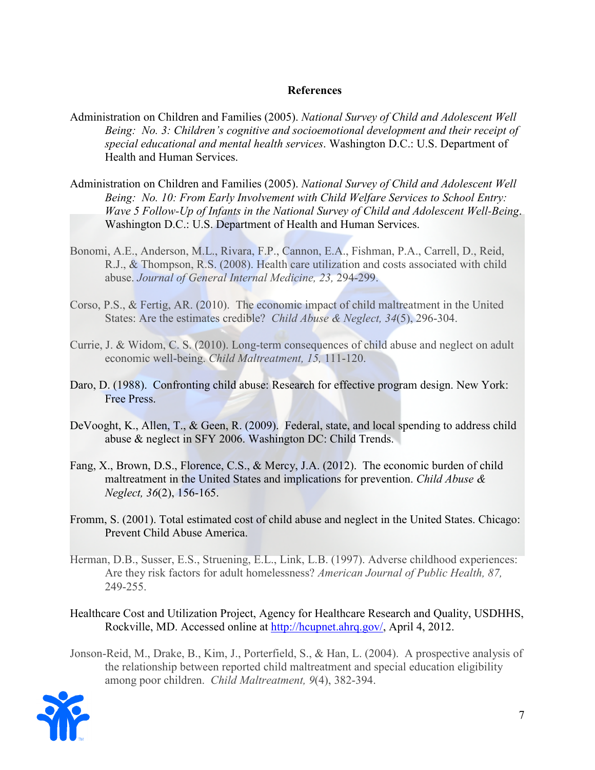## References

Administration on Children and Families (2005). *National Survey of Child and Adolescent Well Being: No. 3: Children's cognitive and socioemotional development and their receipt of special educational and mental health services*. Washington D.C.: U.S. Department of Health and Human Services.

Administration on Children and Families (2005). *National Survey of Child and Adolescent Well Being: No. 10: From Early Involvement with Child Welfare Services to School Entry: Wave 5 Follow-Up of Infants in the National Survey of Child and Adolescent Well-Being*. Washington D.C.: U.S. Department of Health and Human Services.

Bonomi, A.E., Anderson, M.L., Rivara, F.P., Cannon, E.A., Fishman, P.A., Carrell, D., Reid, R.J., & Thompson, R.S. (2008). Health care utilization and costs associated with child abuse. *Journal of General Internal Medicine, 23,* 294-299.

Corso, P.S., & Fertig, AR. (2010). The economic impact of child maltreatment in the United States: Are the estimates credible? *Child Abuse & Neglect, 34*(5), 296-304.

Currie, J. & Widom, C. S. (2010). Long-term consequences of child abuse and neglect on adult economic well-being. *Child Maltreatment, 15,* 111-120.

Daro, D. (1988). Confronting child abuse: Research for effective program design. New York: Free Press.

DeVooght, K., Allen, T., & Geen, R. (2009). Federal, state, and local spending to address child abuse & neglect in SFY 2006. Washington DC: Child Trends.

Fang, X., Brown, D.S., Florence, C.S., & Mercy, J.A. (2012). The economic burden of child maltreatment in the United States and implications for prevention. *Child Abuse & Neglect, 36*(2), 156-165.

Fromm, S. (2001). Total estimated cost of child abuse and neglect in the United States. Chicago: Prevent Child Abuse America.

Herman, D.B., Susser, E.S., Struening, E.L., Link, L.B. (1997). Adverse childhood experiences: Are they risk factors for adult homelessness? *American Journal of Public Health, 87,* 249-255.

Healthcare Cost and Utilization Project, Agency for Healthcare Research and Quality, USDHHS, Rockville, MD. Accessed online at http://hcupnet.ahrq.gov/, April 4, 2012.

Jonson-Reid, M., Drake, B., Kim, J., Porterfield, S., & Han, L. (2004). A prospective analysis of the relationship between reported child maltreatment and special education eligibility among poor children. *Child Maltreatment, 9*(4), 382-394.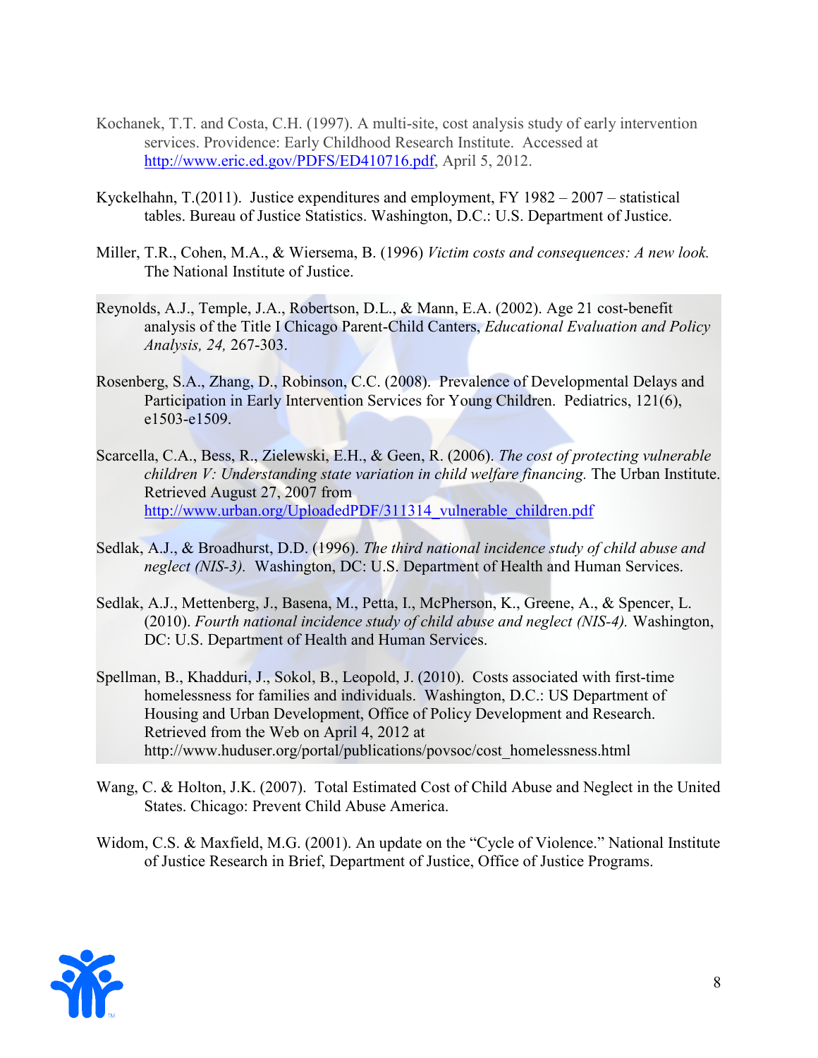Kochanek, T.T. and Costa, C.H. (1997). A multi-site, cost analysis study of early intervention services. Providence: Early Childhood Research Institute. Accessed at http://www.eric.ed.gov/PDFS/ED410716.pdf, April 5, 2012.

Kyckelhahn, T.(2011). Justice expenditures and employment, FY 1982 – 2007 – statistical tables. Bureau of Justice Statistics. Washington, D.C.: U.S. Department of Justice.

Miller, T.R., Cohen, M.A., & Wiersema, B. (1996) *Victim costs and consequences: A new look.* The National Institute of Justice.

Reynolds, A.J., Temple, J.A., Robertson, D.L., & Mann, E.A. (2002). Age 21 cost-benefit analysis of the Title I Chicago Parent-Child Canters, *Educational Evaluation and Policy Analysis, 24,* 267-303.

Rosenberg, S.A., Zhang, D., Robinson, C.C. (2008). Prevalence of Developmental Delays and Participation in Early Intervention Services for Young Children. Pediatrics, 121(6), e1503-e1509.

Scarcella, C.A., Bess, R., Zielewski, E.H., & Geen, R. (2006). *The cost of protecting vulnerable children V: Understanding state variation in child welfare financing.* The Urban Institute. Retrieved August 27, 2007 from http://www.urban.org/UploadedPDF/311314_vulnerable_children.pdf

Sedlak, A.J., & Broadhurst, D.D. (1996). *The third national incidence study of child abuse and neglect (NIS-3).* Washington, DC: U.S. Department of Health and Human Services.

Sedlak, A.J., Mettenberg, J., Basena, M., Petta, I., McPherson, K., Greene, A., & Spencer, L. (2010). *Fourth national incidence study of child abuse and neglect (NIS-4).* Washington, DC: U.S. Department of Health and Human Services.

Spellman, B., Khadduri, J., Sokol, B., Leopold, J. (2010). Costs associated with first-time homelessness for families and individuals. Washington, D.C.: US Department of Housing and Urban Development, Office of Policy Development and Research. Retrieved from the Web on April 4, 2012 at http://www.huduser.org/portal/publications/povsoc/cost_homelessness.html

Wang, C. & Holton, J.K. (2007). Total Estimated Cost of Child Abuse and Neglect in the United States. Chicago: Prevent Child Abuse America.

Widom, C.S. & Maxfield, M.G. (2001). An update on the "Cycle of Violence." National Institute of Justice Research in Brief, Department of Justice, Office of Justice Programs.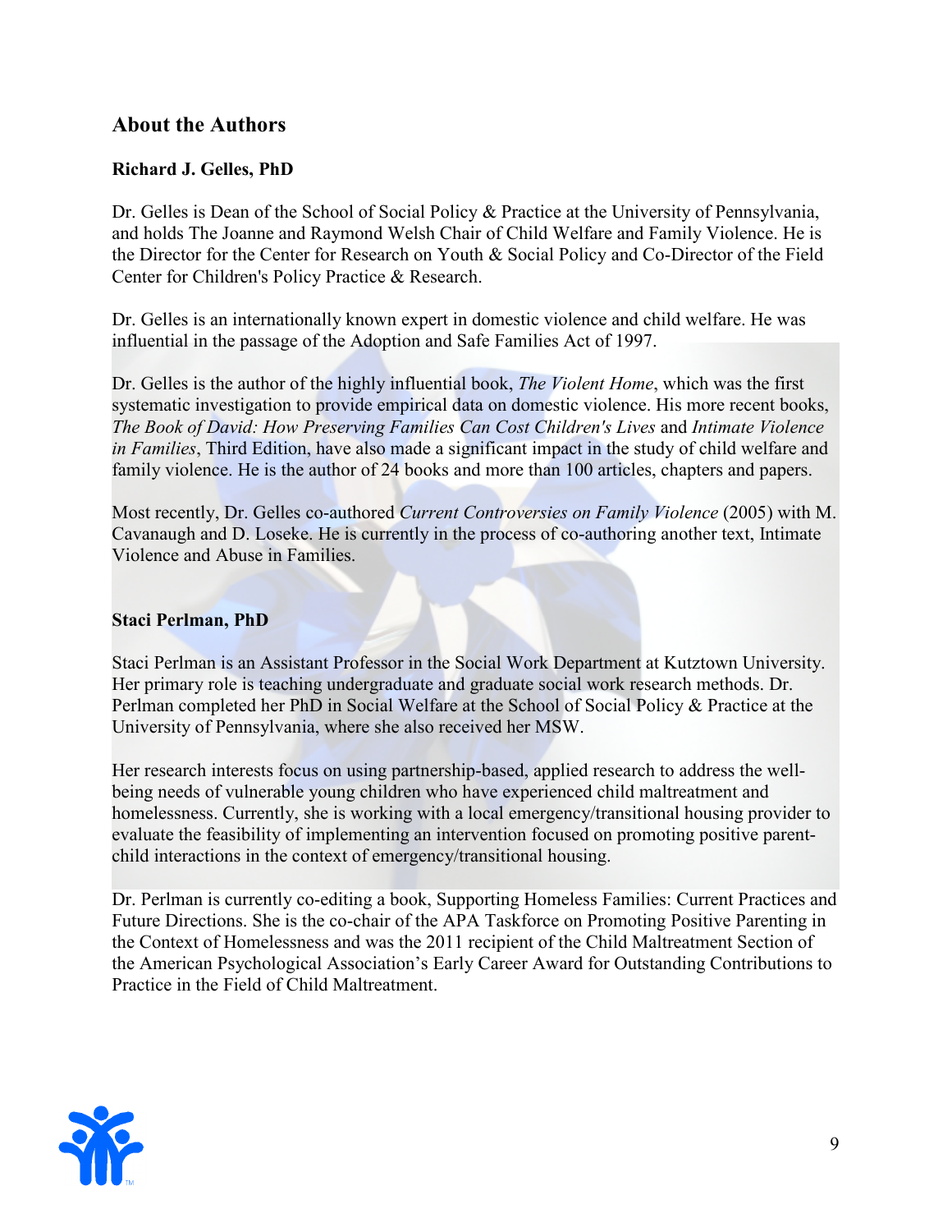## About the Authors

### Richard J. Gelles, PhD

Dr. Gelles is Dean of the School of Social Policy & Practice at the University of Pennsylvania, and holds The Joanne and Raymond Welsh Chair of Child Welfare and Family Violence. He is the Director for the Center for Research on Youth & Social Policy and Co-Director of the Field Center for Children's Policy Practice & Research.

Dr. Gelles is an internationally known expert in domestic violence and child welfare. He was influential in the passage of the Adoption and Safe Families Act of 1997.

Dr. Gelles is the author of the highly influential book, *The Violent Home*, which was the first systematic investigation to provide empirical data on domestic violence. His more recent books, *The Book of David: How Preserving Families Can Cost Children's Lives* and *Intimate Violence in Families*, Third Edition, have also made a significant impact in the study of child welfare and family violence. He is the author of 24 books and more than 100 articles, chapters and papers.

Most recently, Dr. Gelles co-authored *Current Controversies on Family Violence* (2005) with M. Cavanaugh and D. Loseke. He is currently in the process of co-authoring another text, Intimate Violence and Abuse in Families.

### Staci Perlman, PhD

Staci Perlman is an Assistant Professor in the Social Work Department at Kutztown University. Her primary role is teaching undergraduate and graduate social work research methods. Dr. Perlman completed her PhD in Social Welfare at the School of Social Policy & Practice at the University of Pennsylvania, where she also received her MSW.

Her research interests focus on using partnership-based, applied research to address the well-being needs of vulnerable young children who have experienced child maltreatment and homelessness. Currently, she is working with a local emergency/transitional housing provider to evaluate the feasibility of implementing an intervention focused on promoting positive parent-child interactions in the context of emergency/transitional housing.

Dr. Perlman is currently co-editing a book, Supporting Homeless Families: Current Practices and Future Directions. She is the co-chair of the APA Taskforce on Promoting Positive Parenting in the Context of Homelessness and was the 2011 recipient of the Child Maltreatment Section of the American Psychological Association's Early Career Award for Outstanding Contributions to Practice in the Field of Child Maltreatment.